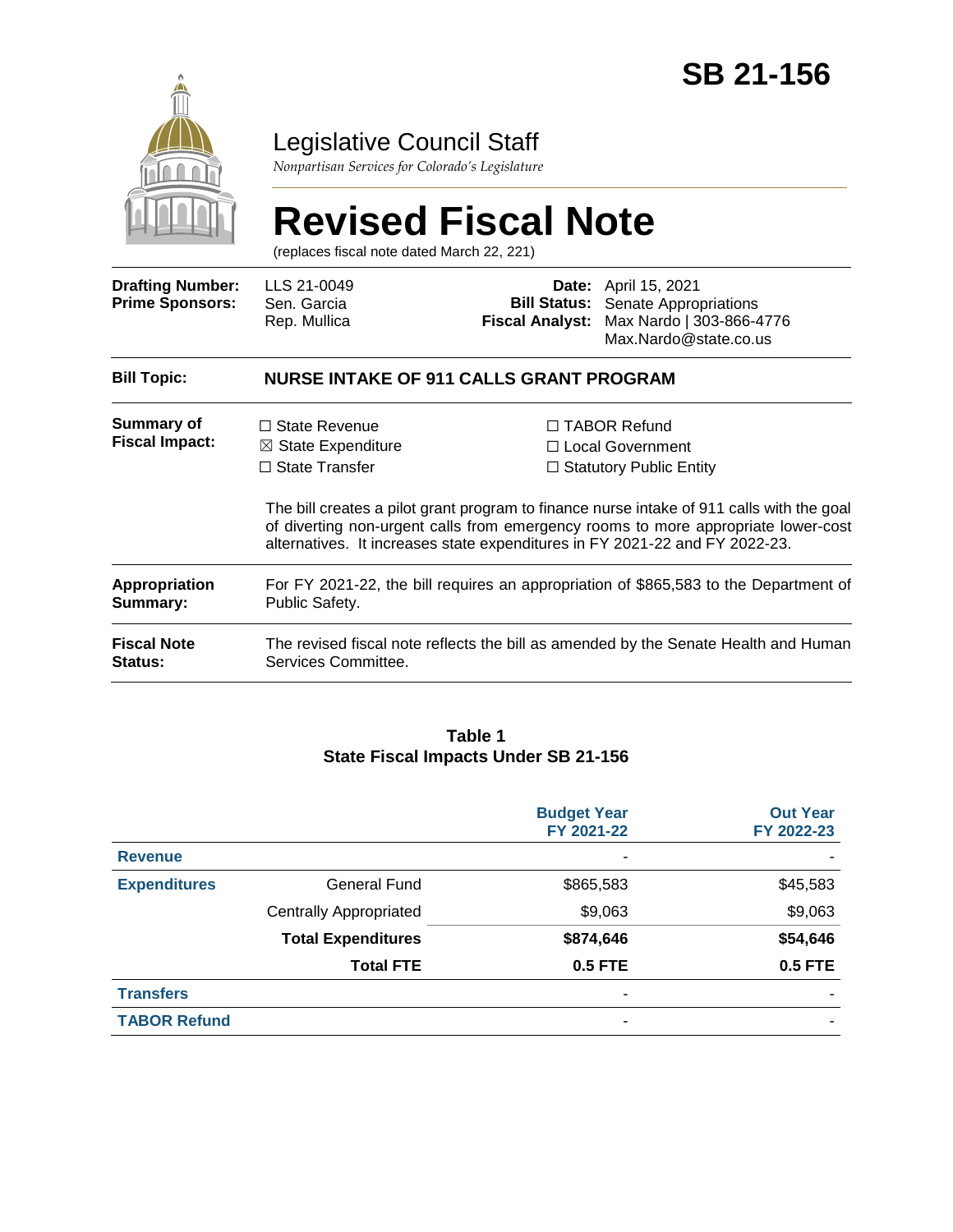# SB 21-156

## Legislative Council Staff

*Nonpartisan Services for Colorado's Legislature*

# Revised Fiscal Note

(replaces fiscal note dated March 22, 221)

| | | | |
|---|---|---|---|
| **Drafting Number:** | LLS 21-0049 | **Date:** | April 15, 2021 |
| **Prime Sponsors:** | Sen. Garcia | **Bill Status:** | Senate Appropriations |
| | Rep. Mullica | **Fiscal Analyst:** | Max Nardo \| 303-866-4776 |
| | | | Max.Nardo@state.co.us |

**Bill Topic:** **NURSE INTAKE OF 911 CALLS GRANT PROGRAM**

**Summary of Fiscal Impact:**

☐ State Revenue
☒ State Expenditure
☐ State Transfer
☐ TABOR Refund
☐ Local Government
☐ Statutory Public Entity

The bill creates a pilot grant program to finance nurse intake of 911 calls with the goal of diverting non-urgent calls from emergency rooms to more appropriate lower-cost alternatives. It increases state expenditures in FY 2021-22 and FY 2022-23.

**Appropriation Summary:** For FY 2021-22, the bill requires an appropriation of $865,583 to the Department of Public Safety.

**Fiscal Note Status:** The revised fiscal note reflects the bill as amended by the Senate Health and Human Services Committee.

**Table 1**
**State Fiscal Impacts Under SB 21-156**

| | | Budget Year FY 2021-22 | Out Year FY 2022-23 |
|---|---|---|---|
| **Revenue** | | - | - |
| **Expenditures** | General Fund | $865,583 | $45,583 |
| | Centrally Appropriated | $9,063 | $9,063 |
| | **Total Expenditures** | **$874,646** | **$54,646** |
| | **Total FTE** | **0.5 FTE** | **0.5 FTE** |
| **Transfers** | | - | - |
| **TABOR Refund** | | - | - |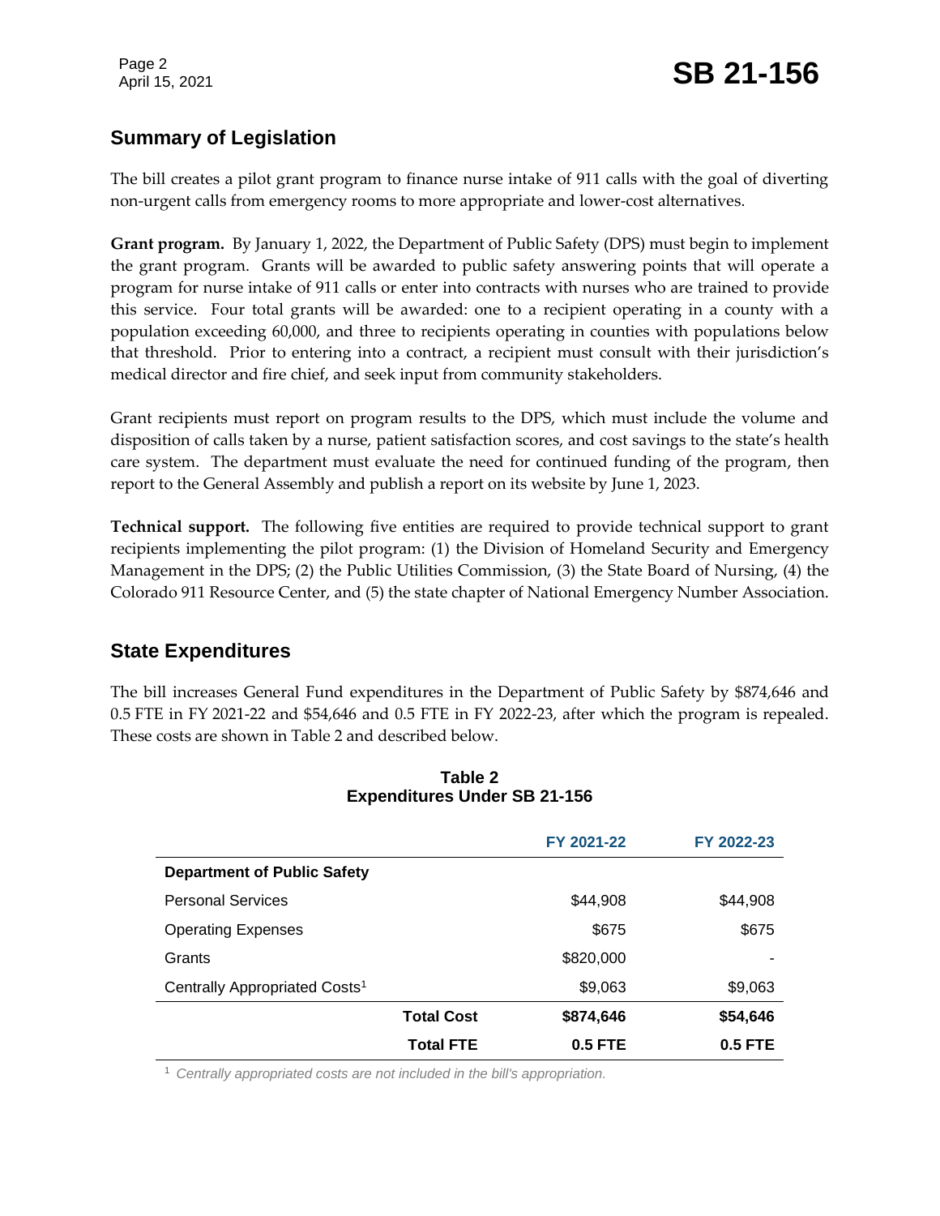## Summary of Legislation

The bill creates a pilot grant program to finance nurse intake of 911 calls with the goal of diverting non-urgent calls from emergency rooms to more appropriate and lower-cost alternatives.

**Grant program.** By January 1, 2022, the Department of Public Safety (DPS) must begin to implement the grant program. Grants will be awarded to public safety answering points that will operate a program for nurse intake of 911 calls or enter into contracts with nurses who are trained to provide this service. Four total grants will be awarded: one to a recipient operating in a county with a population exceeding 60,000, and three to recipients operating in counties with populations below that threshold. Prior to entering into a contract, a recipient must consult with their jurisdiction's medical director and fire chief, and seek input from community stakeholders.

Grant recipients must report on program results to the DPS, which must include the volume and disposition of calls taken by a nurse, patient satisfaction scores, and cost savings to the state's health care system. The department must evaluate the need for continued funding of the program, then report to the General Assembly and publish a report on its website by June 1, 2023.

**Technical support.** The following five entities are required to provide technical support to grant recipients implementing the pilot program: (1) the Division of Homeland Security and Emergency Management in the DPS; (2) the Public Utilities Commission, (3) the State Board of Nursing, (4) the Colorado 911 Resource Center, and (5) the state chapter of National Emergency Number Association.

## State Expenditures

The bill increases General Fund expenditures in the Department of Public Safety by $874,646 and 0.5 FTE in FY 2021-22 and $54,646 and 0.5 FTE in FY 2022-23, after which the program is repealed. These costs are shown in Table 2 and described below.

**Table 2**
**Expenditures Under SB 21-156**

| | FY 2021-22 | FY 2022-23 |
|---|---|---|
| **Department of Public Safety** | | |
| Personal Services | $44,908 | $44,908 |
| Operating Expenses | $675 | $675 |
| Grants | $820,000 | - |
| Centrally Appropriated Costs[1] | $9,063 | $9,063 |
| **Total Cost** | **$874,646** | **$54,646** |
| **Total FTE** | **0.5 FTE** | **0.5 FTE** |

[1] *Centrally appropriated costs are not included in the bill's appropriation.*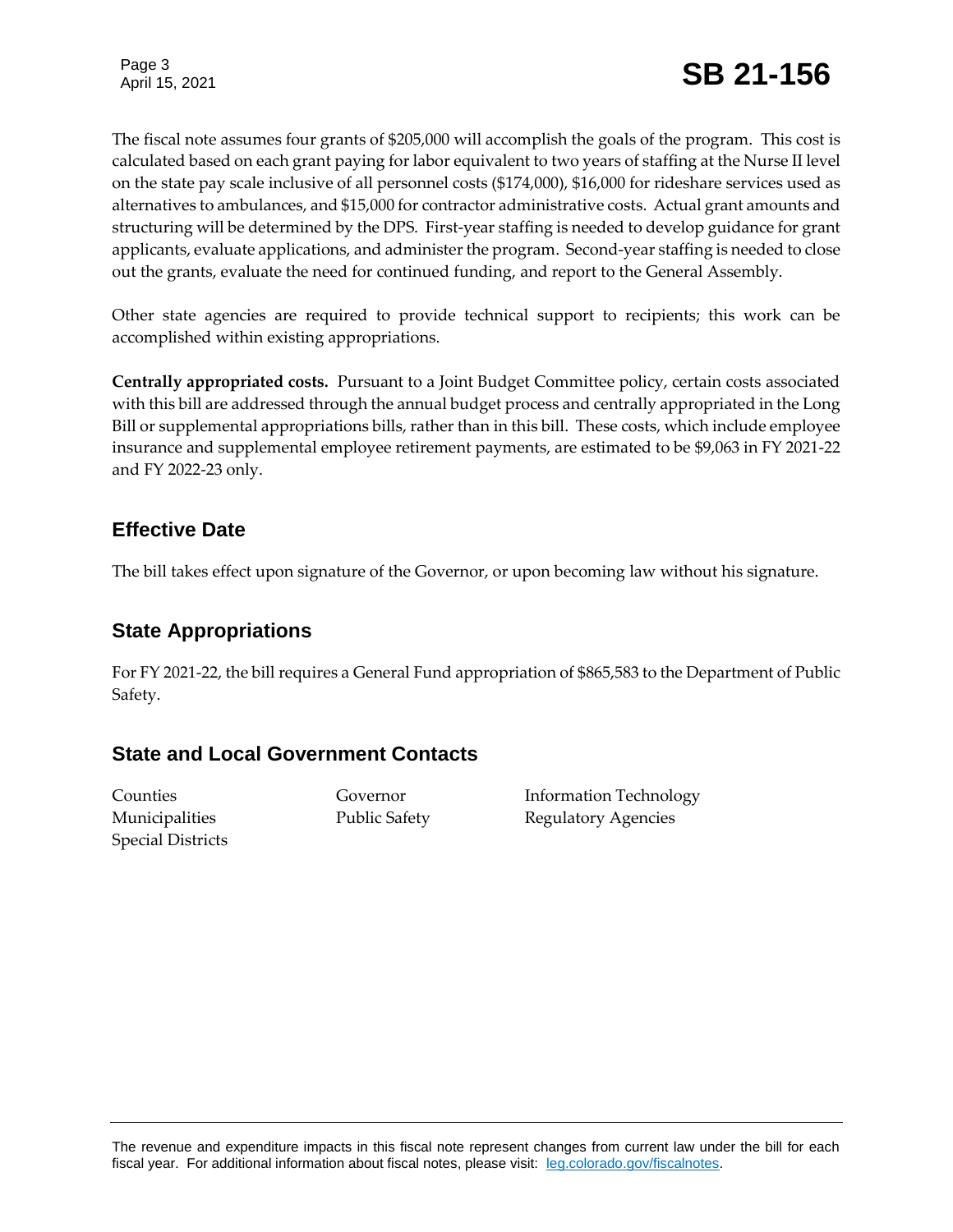The fiscal note assumes four grants of $205,000 will accomplish the goals of the program. This cost is calculated based on each grant paying for labor equivalent to two years of staffing at the Nurse II level on the state pay scale inclusive of all personnel costs ($174,000), $16,000 for rideshare services used as alternatives to ambulances, and $15,000 for contractor administrative costs. Actual grant amounts and structuring will be determined by the DPS. First-year staffing is needed to develop guidance for grant applicants, evaluate applications, and administer the program. Second-year staffing is needed to close out the grants, evaluate the need for continued funding, and report to the General Assembly.

Other state agencies are required to provide technical support to recipients; this work can be accomplished within existing appropriations.

**Centrally appropriated costs.** Pursuant to a Joint Budget Committee policy, certain costs associated with this bill are addressed through the annual budget process and centrally appropriated in the Long Bill or supplemental appropriations bills, rather than in this bill. These costs, which include employee insurance and supplemental employee retirement payments, are estimated to be $9,063 in FY 2021-22 and FY 2022-23 only.

## Effective Date

The bill takes effect upon signature of the Governor, or upon becoming law without his signature.

## State Appropriations

For FY 2021-22, the bill requires a General Fund appropriation of $865,583 to the Department of Public Safety.

## State and Local Government Contacts

| | | |
|---|---|---|
| Counties | Governor | Information Technology |
| Municipalities | Public Safety | Regulatory Agencies |
| Special Districts | | |

The revenue and expenditure impacts in this fiscal note represent changes from current law under the bill for each fiscal year. For additional information about fiscal notes, please visit: leg.colorado.gov/fiscalnotes.